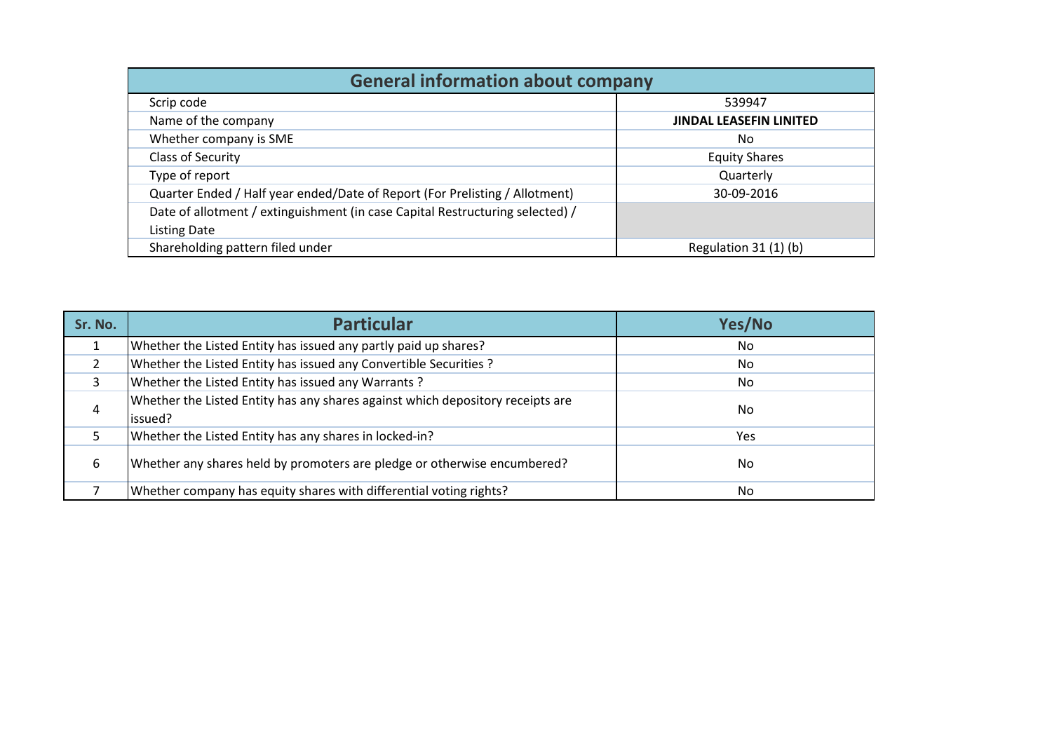## General information about company

| General information about company | |
|---|---|
| Scrip code | 539947 |
| Name of the company | **JINDAL LEASEFIN LINITED** |
| Whether company is SME | No |
| Class of Security | Equity Shares |
| Type of report | Quarterly |
| Quarter Ended / Half year ended/Date of Report (For Prelisting / Allotment) | 30-09-2016 |
| Date of allotment / extinguishment (in case Capital Restructuring selected) / Listing Date | |
| Shareholding pattern filed under | Regulation 31 (1) (b) |

| Sr. No. | Particular | Yes/No |
|---|---|---|
| 1 | Whether the Listed Entity has issued any partly paid up shares? | No |
| 2 | Whether the Listed Entity has issued any Convertible Securities ? | No |
| 3 | Whether the Listed Entity has issued any Warrants ? | No |
| 4 | Whether the Listed Entity has any shares against which depository receipts are issued? | No |
| 5 | Whether the Listed Entity has any shares in locked-in? | Yes |
| 6 | Whether any shares held by promoters are pledge or otherwise encumbered? | No |
| 7 | Whether company has equity shares with differential voting rights? | No |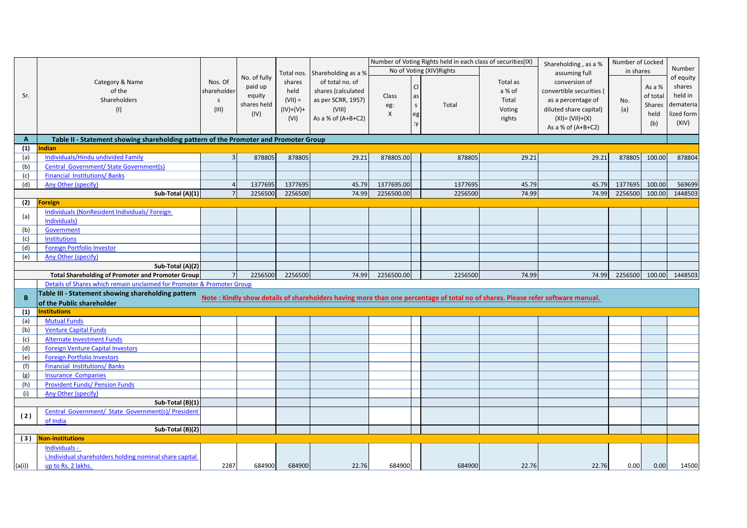| Sr. | Category & Name of the Shareholders (I) | Nos. Of shareholders (III) | No. of fully paid up equity shares held (IV) | Total nos. shares held (VII) = (IV)+(V)+ (VI) | Shareholding as a % of total no. of shares (calculated as per SCRR, 1957) (VIII) As a % of (A+B+C2) | Number of Voting Rights held in each class of securities(IX) | | | | Shareholding , as a % assuming full conversion of convertible securities ( as a percentage of diluted share capital) (XI)= (VII)+(X) As a % of (A+B+C2) | Number of Locked in shares | | Number of equity shares held in dematerialized form (XIV) |
|---|---|---|---|---|---|---|---|---|---|---|---|---|---|
| | | | | | | No of Voting (XIV)Rights | | | Total as a % of Total Voting rights | | No. (a) | As a % of total Shares held (b) | |
| | | | | | | Class eg: X | Class eg:y | Total | | | | | |
| **A** | **Table II - Statement showing shareholding pattern of the Promoter and Promoter Group** | | | | | | | | | | | | |
| **(1)** | **Indian** | | | | | | | | | | | | |
| (a) | Individuals/Hindu undivided Family | 3 | 878805 | 878805 | 29.21 | 878805.00 | | 878805 | 29.21 | 29.21 | 878805 | 100.00 | 878804 |
| (b) | Central Government/ State Government(s) | | | | | | | | | | | | |
| (c) | Financial Institutions/ Banks | | | | | | | | | | | | |
| (d) | Any Other (specify) | 4 | 1377695 | 1377695 | 45.79 | 1377695.00 | | 1377695 | 45.79 | 45.79 | 1377695 | 100.00 | 569699 |
| | **Sub-Total (A)(1)** | 7 | 2256500 | 2256500 | 74.99 | 2256500.00 | | 2256500 | 74.99 | 74.99 | 2256500 | 100.00 | 1448503 |
| **(2)** | **Foreign** | | | | | | | | | | | | |
| (a) | Individuals (NonResident Individuals/ Foreign Individuals) | | | | | | | | | | | | |
| (b) | Government | | | | | | | | | | | | |
| (c) | Institutions | | | | | | | | | | | | |
| (d) | Foreign Portfolio Investor | | | | | | | | | | | | |
| (e) | Any Other (specify) | | | | | | | | | | | | |
| | **Sub-Total (A)(2)** | | | | | | | | | | | | |
| | **Total Shareholding of Promoter and Promoter Group** | 7 | 2256500 | 2256500 | 74.99 | 2256500.00 | | 2256500 | 74.99 | 74.99 | 2256500 | 100.00 | 1448503 |
| | Details of Shares which remain unclaimed for Promoter & Promoter Group | | | | | | | | | | | | |
| **B** | **Table III - Statement showing shareholding pattern of the Public shareholder** | **Note : Kindly show details of shareholders having more than one percentage of total no of shares. Please refer software manual.** | | | | | | | | | | | |
| **(1)** | **Institutions** | | | | | | | | | | | | |
| (a) | Mutual Funds | | | | | | | | | | | | |
| (b) | Venture Capital Funds | | | | | | | | | | | | |
| (c) | Alternate Investment Funds | | | | | | | | | | | | |
| (d) | Foreign Venture Capital Investors | | | | | | | | | | | | |
| (e) | Foreign Portfolio Investors | | | | | | | | | | | | |
| (f) | Financial Institutions/ Banks | | | | | | | | | | | | |
| (g) | Insurance Companies | | | | | | | | | | | | |
| (h) | Provident Funds/ Pension Funds | | | | | | | | | | | | |
| (i) | Any Other (specify) | | | | | | | | | | | | |
| | **Sub-Total (B)(1)** | | | | | | | | | | | | |
| **(2)** | Central Government/ State Government(s)/ President of India | | | | | | | | | | | | |
| | **Sub-Total (B)(2)** | | | | | | | | | | | | |
| **(3)** | **Non-institutions** | | | | | | | | | | | | |
| (a(i)) | Individuals - i.Individual shareholders holding nominal share capital up to Rs. 2 lakhs. | 2287 | 684900 | 684900 | 22.76 | 684900 | | 684900 | 22.76 | 22.76 | 0.00 | 0.00 | 14500 |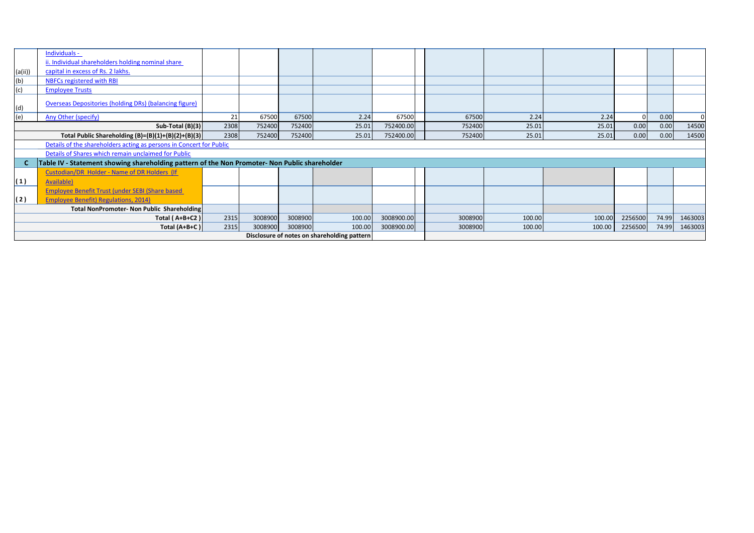| | | | | | | | | | | | | | |
|---|---|---|---|---|---|---|---|---|---|---|---|---|---|
| (a(ii)) | Individuals - ii. Individual shareholders holding nominal share capital in excess of Rs. 2 lakhs. | | | | | | | | | | | | |
| (b) | NBFCs registered with RBI | | | | | | | | | | | | |
| (c) | Employee Trusts | | | | | | | | | | | | |
| (d) | Overseas Depositories (holding DRs) (balancing figure) | | | | | | | | | | | | |
| (e) | Any Other (specify) | 21 | 67500 | 67500 | 2.24 | 67500 | | 67500 | 2.24 | 2.24 | 0 | 0.00 | 0 |
| | Sub-Total (B)(3) | 2308 | 752400 | 752400 | 25.01 | 752400.00 | | 752400 | 25.01 | 25.01 | 0.00 | 0.00 | 14500 |
| | Total Public Shareholding (B)=(B)(1)+(B)(2)+(B)(3) | 2308 | 752400 | 752400 | 25.01 | 752400.00 | | 752400 | 25.01 | 25.01 | 0.00 | 0.00 | 14500 |
| | Details of the shareholders acting as persons in Concert for Public | | | | | | | | | | | | |
| | Details of Shares which remain unclaimed for Public | | | | | | | | | | | | |
| C | Table IV - Statement showing shareholding pattern of the Non Promoter- Non Public shareholder | | | | | | | | | | | | |
| (1) | Custodian/DR Holder - Name of DR Holders (If Available) | | | | | | | | | | | | |
| (2) | Employee Benefit Trust (under SEBI (Share based Employee Benefit) Regulations, 2014) | | | | | | | | | | | | |
| | Total NonPromoter- Non Public Shareholding | | | | | | | | | | | | |
| | Total ( A+B+C2 ) | 2315 | 3008900 | 3008900 | 100.00 | 3008900.00 | | 3008900 | 100.00 | 100.00 | 2256500 | 74.99 | 1463003 |
| | Total (A+B+C ) | 2315 | 3008900 | 3008900 | 100.00 | 3008900.00 | | 3008900 | 100.00 | 100.00 | 2256500 | 74.99 | 1463003 |
| | Disclosure of notes on shareholding pattern | | | | | | | | | | | | |